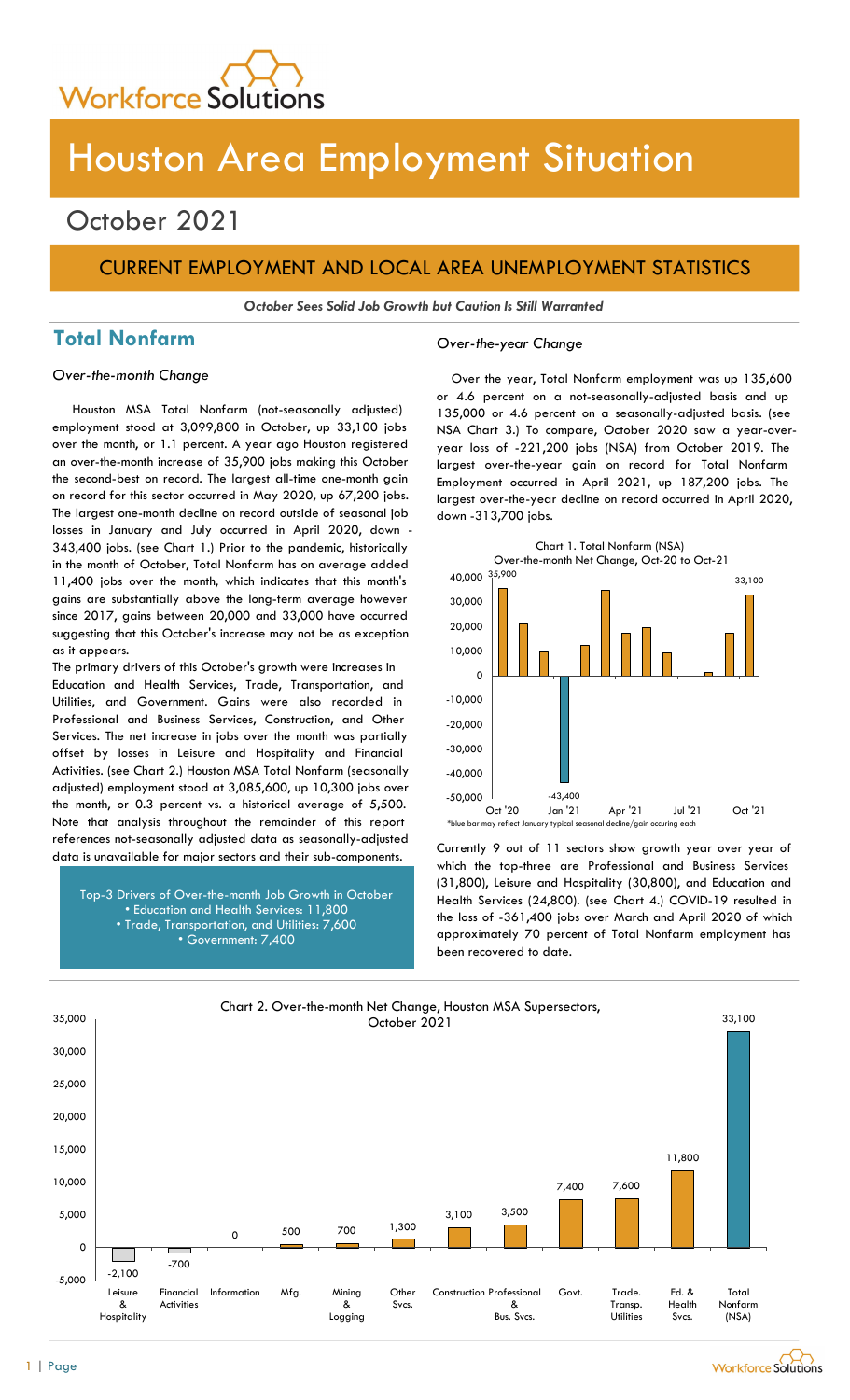# Houston Area Employment Situation

## October 2021

## CURRENT EMPLOYMENT AND LOCAL AREA UNEMPLOYMENT STATISTICS

***October Sees Solid Job Growth but Caution Is Still Warranted***

## Total Nonfarm

*Over-the-month Change*

Houston MSA Total Nonfarm (not-seasonally adjusted) employment stood at 3,099,800 in October, up 33,100 jobs over the month, or 1.1 percent. A year ago Houston registered an over-the-month increase of 35,900 jobs making this October the second-best on record. The largest all-time one-month gain on record for this sector occurred in May 2020, up 67,200 jobs. The largest one-month decline on record outside of seasonal job losses in January and July occurred in April 2020, down -343,400 jobs. (see Chart 1.) Prior to the pandemic, historically in the month of October, Total Nonfarm has on average added 11,400 jobs over the month, which indicates that this month's gains are substantially above the long-term average however since 2017, gains between 20,000 and 33,000 have occurred suggesting that this October's increase may not be as exception as it appears.

The primary drivers of this October's growth were increases in Education and Health Services, Trade, Transportation, and Utilities, and Government. Gains were also recorded in Professional and Business Services, Construction, and Other Services. The net increase in jobs over the month was partially offset by losses in Leisure and Hospitality and Financial Activities. (see Chart 2.) Houston MSA Total Nonfarm (seasonally adjusted) employment stood at 3,085,600, up 10,300 jobs over the month, or 0.3 percent vs. a historical average of 5,500. Note that analysis throughout the remainder of this report references not-seasonally adjusted data as seasonally-adjusted data is unavailable for major sectors and their sub-components.

Top-3 Drivers of Over-the-month Job Growth in October
- Education and Health Services: 11,800
- Trade, Transportation, and Utilities: 7,600
- Government: 7,400

*Over-the-year Change*

Over the year, Total Nonfarm employment was up 135,600 or 4.6 percent on a not-seasonally-adjusted basis and up 135,000 or 4.6 percent on a seasonally-adjusted basis. (see NSA Chart 3.) To compare, October 2020 saw a year-over-year loss of -221,200 jobs (NSA) from October 2019. The largest over-the-year gain on record for Total Nonfarm Employment occurred in April 2021, up 187,200 jobs. The largest over-the-year decline on record occurred in April 2020, down -313,700 jobs.

Chart 1. Total Nonfarm (NSA) Over-the-month Net Change, Oct-20 to Oct-21

*blue bar may reflect January typical seasonal decline/gain occuring each

Currently 9 out of 11 sectors show growth year over year of which the top-three are Professional and Business Services (31,800), Leisure and Hospitality (30,800), and Education and Health Services (24,800). (see Chart 4.) COVID-19 resulted in the loss of -361,400 jobs over March and April 2020 of which approximately 70 percent of Total Nonfarm employment has been recovered to date.

Chart 2. Over-the-month Net Change, Houston MSA Supersectors, October 2021

| Sector | Change |
|---|---|
| Leisure & Hospitality | -2,100 |
| Financial Activities | -700 |
| Information | 0 |
| Mfg. | 500 |
| Mining & Logging | 700 |
| Other Svcs. | 1,300 |
| Construction | 3,100 |
| Professional & Bus. Svcs. | 3,500 |
| Govt. | 7,400 |
| Trade. Transp. Utilities | 7,600 |
| Ed. & Health Svcs. | 11,800 |
| Total Nonfarm (NSA) | 33,100 |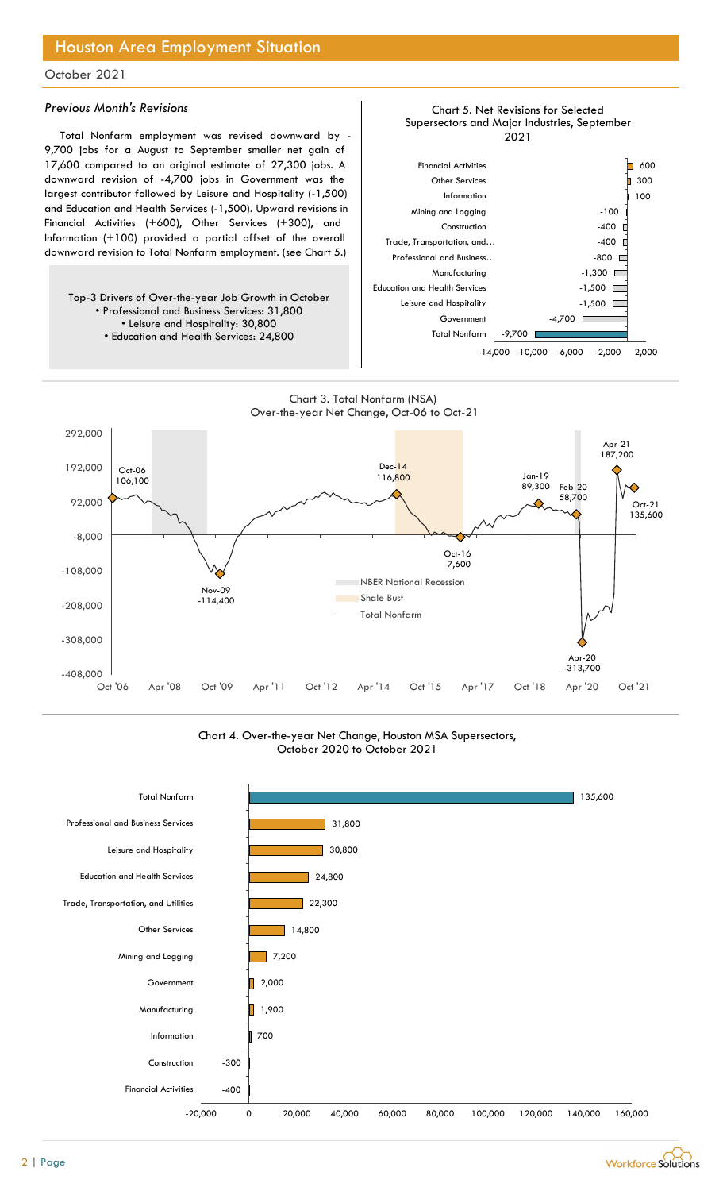## Houston Area Employment Situation

October 2021

### *Previous Month's Revisions*

Total Nonfarm employment was revised downward by -9,700 jobs for a August to September smaller net gain of 17,600 compared to an original estimate of 27,300 jobs. A downward revision of -4,700 jobs in Government was the largest contributor followed by Leisure and Hospitality (-1,500) and Education and Health Services (-1,500). Upward revisions in Financial Activities (+600), Other Services (+300), and Information (+100) provided a partial offset of the overall downward revision to Total Nonfarm employment. (see Chart 5.)

Top-3 Drivers of Over-the-year Job Growth in October
- Professional and Business Services: 31,800
- Leisure and Hospitality: 30,800
- Education and Health Services: 24,800

**Chart 5. Net Revisions for Selected Supersectors and Major Industries, September 2021**

| Sector | Revision |
|---|---|
| Financial Activities | 600 |
| Other Services | 300 |
| Information | 100 |
| Mining and Logging | -100 |
| Construction | -400 |
| Trade, Transportation, and… | -400 |
| Professional and Business… | -800 |
| Manufacturing | -1,300 |
| Education and Health Services | -1,500 |
| Leisure and Hospitality | -1,500 |
| Government | -4,700 |
| Total Nonfarm | -9,700 |

**Chart 3. Total Nonfarm (NSA) Over-the-year Net Change, Oct-06 to Oct-21**

| Point | Value |
|---|---|
| Oct-06 | 106,100 |
| Nov-09 | -114,400 |
| Dec-14 | 116,800 |
| Oct-16 | -7,600 |
| Jan-19 | 89,300 |
| Feb-20 | 58,700 |
| Apr-20 | -313,700 |
| Apr-21 | 187,200 |
| Oct-21 | 135,600 |

Legend: NBER National Recession; Shale Bust; Total Nonfarm

**Chart 4. Over-the-year Net Change, Houston MSA Supersectors, October 2020 to October 2021**

| Supersector | Net Change |
|---|---|
| Total Nonfarm | 135,600 |
| Professional and Business Services | 31,800 |
| Leisure and Hospitality | 30,800 |
| Education and Health Services | 24,800 |
| Trade, Transportation, and Utilities | 22,300 |
| Other Services | 14,800 |
| Mining and Logging | 7,200 |
| Government | 2,000 |
| Manufacturing | 1,900 |
| Information | 700 |
| Construction | -300 |
| Financial Activities | -400 |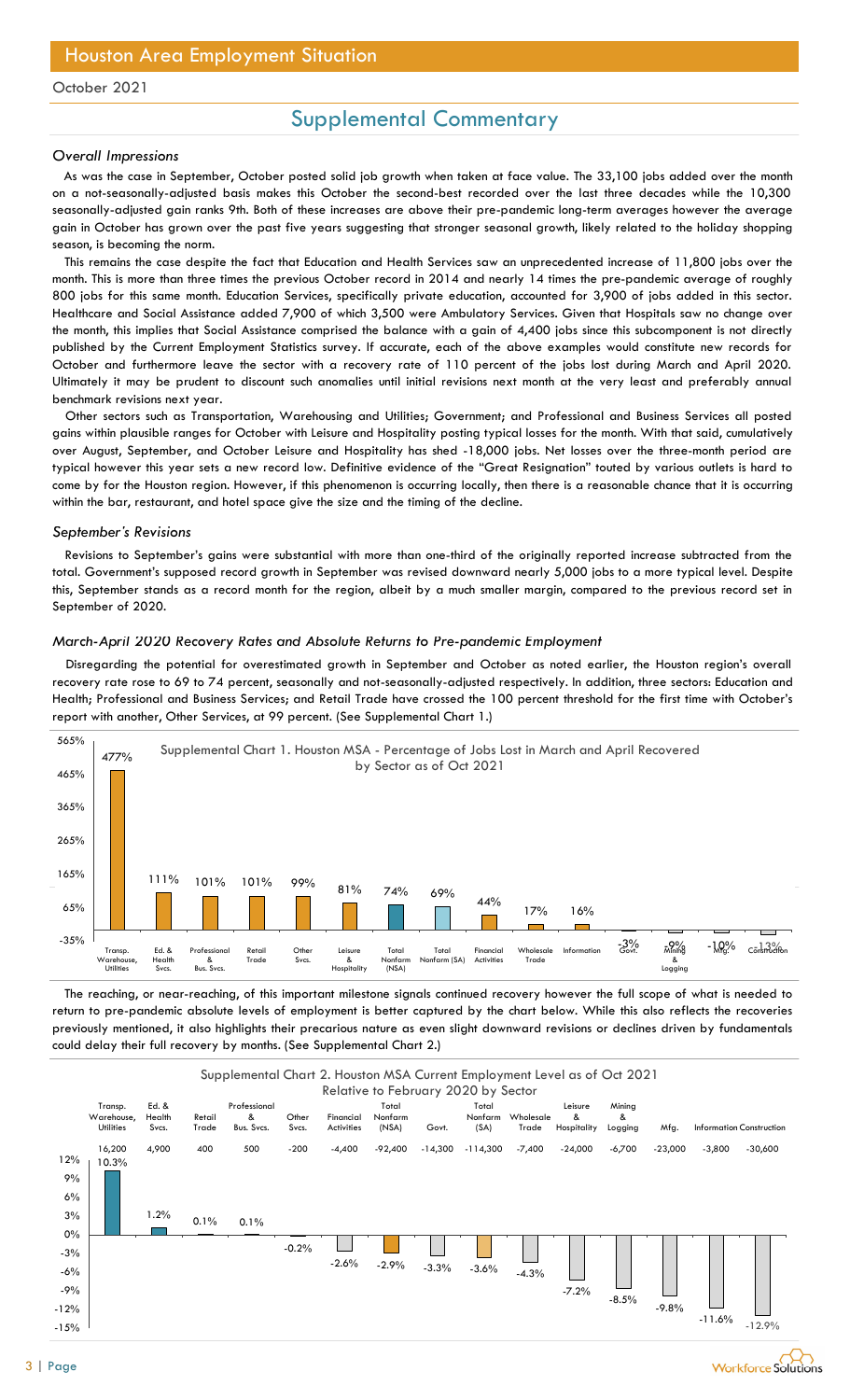# Houston Area Employment Situation

October 2021

## Supplemental Commentary

### *Overall Impressions*

As was the case in September, October posted solid job growth when taken at face value. The 33,100 jobs added over the month on a not-seasonally-adjusted basis makes this October the second-best recorded over the last three decades while the 10,300 seasonally-adjusted gain ranks 9th. Both of these increases are above their pre-pandemic long-term averages however the average gain in October has grown over the past five years suggesting that stronger seasonal growth, likely related to the holiday shopping season, is becoming the norm.

This remains the case despite the fact that Education and Health Services saw an unprecedented increase of 11,800 jobs over the month. This is more than three times the previous October record in 2014 and nearly 14 times the pre-pandemic average of roughly 800 jobs for this same month. Education Services, specifically private education, accounted for 3,900 of jobs added in this sector. Healthcare and Social Assistance added 7,900 of which 3,500 were Ambulatory Services. Given that Hospitals saw no change over the month, this implies that Social Assistance comprised the balance with a gain of 4,400 jobs since this subcomponent is not directly published by the Current Employment Statistics survey. If accurate, each of the above examples would constitute new records for October and furthermore leave the sector with a recovery rate of 110 percent of the jobs lost during March and April 2020. Ultimately it may be prudent to discount such anomalies until initial revisions next month at the very least and preferably annual benchmark revisions next year.

Other sectors such as Transportation, Warehousing and Utilities; Government; and Professional and Business Services all posted gains within plausible ranges for October with Leisure and Hospitality posting typical losses for the month. With that said, cumulatively over August, September, and October Leisure and Hospitality has shed -18,000 jobs. Net losses over the three-month period are typical however this year sets a new record low. Definitive evidence of the "Great Resignation" touted by various outlets is hard to come by for the Houston region. However, if this phenomenon is occurring locally, then there is a reasonable chance that it is occurring within the bar, restaurant, and hotel space give the size and the timing of the decline.

### *September's Revisions*

Revisions to September's gains were substantial with more than one-third of the originally reported increase subtracted from the total. Government's supposed record growth in September was revised downward nearly 5,000 jobs to a more typical level. Despite this, September stands as a record month for the region, albeit by a much smaller margin, compared to the previous record set in September of 2020.

### *March-April 2020 Recovery Rates and Absolute Returns to Pre-pandemic Employment*

Disregarding the potential for overestimated growth in September and October as noted earlier, the Houston region's overall recovery rate rose to 69 to 74 percent, seasonally and not-seasonally-adjusted respectively. In addition, three sectors: Education and Health; Professional and Business Services; and Retail Trade have crossed the 100 percent threshold for the first time with October's report with another, Other Services, at 99 percent. (See Supplemental Chart 1.)

Supplemental Chart 1. Houston MSA - Percentage of Jobs Lost in March and April Recovered by Sector as of Oct 2021

| Sector | Recovered |
|---|---|
| Transp. Warehouse, Utilities | 477% |
| Ed. & Health Svcs. | 111% |
| Professional & Bus. Svcs. | 101% |
| Retail Trade | 101% |
| Other Svcs. | 99% |
| Leisure & Hospitality | 81% |
| Total Nonfarm (NSA) | 74% |
| Total Nonfarm (SA) | 69% |
| Financial Activities | 44% |
| Wholesale Trade | 17% |
| Information | 16% |
| Govt. | -3% |
| Mining & Logging | -9% |
| Mfg. | -10% |
| Construction | -13% |

The reaching, or near-reaching, of this important milestone signals continued recovery however the full scope of what is needed to return to pre-pandemic absolute levels of employment is better captured by the chart below. While this also reflects the recoveries previously mentioned, it also highlights their precarious nature as even slight downward revisions or declines driven by fundamentals could delay their full recovery by months. (See Supplemental Chart 2.)

Supplemental Chart 2. Houston MSA Current Employment Level as of Oct 2021 Relative to February 2020 by Sector

| Sector | Change (Jobs) | Change (%) |
|---|---|---|
| Transp. Warehouse, Utilities | 16,200 | 10.3% |
| Ed. & Health Svcs. | 4,900 | 1.2% |
| Retail Trade | 400 | 0.1% |
| Professional & Bus. Svcs. | 500 | 0.1% |
| Other Svcs. | -200 | -0.2% |
| Financial Activities | -4,400 | -2.6% |
| Total Nonfarm (NSA) | -92,400 | -2.9% |
| Govt. | -14,300 | -3.3% |
| Total Nonfarm (SA) | -114,300 | -3.6% |
| Wholesale Trade | -7,400 | -4.3% |
| Leisure & Hospitality | -24,000 | -7.2% |
| Mining & Logging | -6,700 | -8.5% |
| Mfg. | -23,000 | -9.8% |
| Information | -3,800 | -11.6% |
| Construction | -30,600 | -12.9% |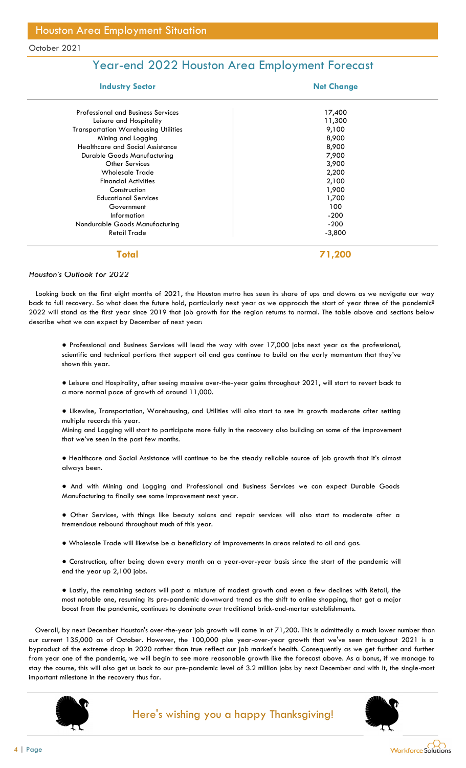# Houston Area Employment Situation

October 2021

## Year-end 2022 Houston Area Employment Forecast

| Industry Sector | Net Change |
|---|---|
| Professional and Business Services | 17,400 |
| Leisure and Hospitality | 11,300 |
| Transportation Warehousing Utilities | 9,100 |
| Mining and Logging | 8,900 |
| Healthcare and Social Assistance | 8,900 |
| Durable Goods Manufacturing | 7,900 |
| Other Services | 3,900 |
| Wholesale Trade | 2,200 |
| Financial Activities | 2,100 |
| Construction | 1,900 |
| Educational Services | 1,700 |
| Government | 100 |
| Information | -200 |
| Nondurable Goods Manufacturing | -200 |
| Retail Trade | -3,800 |
| **Total** | **71,200** |

*Houston's Outlook for 2022*

Looking back on the first eight months of 2021, the Houston metro has seen its share of ups and downs as we navigate our way back to full recovery. So what does the future hold, particularly next year as we approach the start of year three of the pandemic? 2022 will stand as the first year since 2019 that job growth for the region returns to normal. The table above and sections below describe what we can expect by December of next year:

- Professional and Business Services will lead the way with over 17,000 jobs next year as the professional, scientific and technical portions that support oil and gas continue to build on the early momentum that they've shown this year.

- Leisure and Hospitality, after seeing massive over-the-year gains throughout 2021, will start to revert back to a more normal pace of growth of around 11,000.

- Likewise, Transportation, Warehousing, and Utilities will also start to see its growth moderate after setting multiple records this year.
  Mining and Logging will start to participate more fully in the recovery also building on some of the improvement that we've seen in the past few months.

- Healthcare and Social Assistance will continue to be the steady reliable source of job growth that it's almost always been.

- And with Mining and Logging and Professional and Business Services we can expect Durable Goods Manufacturing to finally see some improvement next year.

- Other Services, with things like beauty salons and repair services will also start to moderate after a tremendous rebound throughout much of this year.

- Wholesale Trade will likewise be a beneficiary of improvements in areas related to oil and gas.

- Construction, after being down every month on a year-over-year basis since the start of the pandemic will end the year up 2,100 jobs.

- Lastly, the remaining sectors will post a mixture of modest growth and even a few declines with Retail, the most notable one, resuming its pre-pandemic downward trend as the shift to online shopping, that got a major boost from the pandemic, continues to dominate over traditional brick-and-mortar establishments.

Overall, by next December Houston's over-the-year job growth will come in at 71,200. This is admittedly a much lower number than our current 135,000 as of October. However, the 100,000 plus year-over-year growth that we've seen throughout 2021 is a byproduct of the extreme drop in 2020 rather than true reflect our job market's health. Consequently as we get further and further from year one of the pandemic, we will begin to see more reasonable growth like the forecast above. As a bonus, if we manage to stay the course, this will also get us back to our pre-pandemic level of 3.2 million jobs by next December and with it, the single-most important milestone in the recovery thus far.

Here's wishing you a happy Thanksgiving!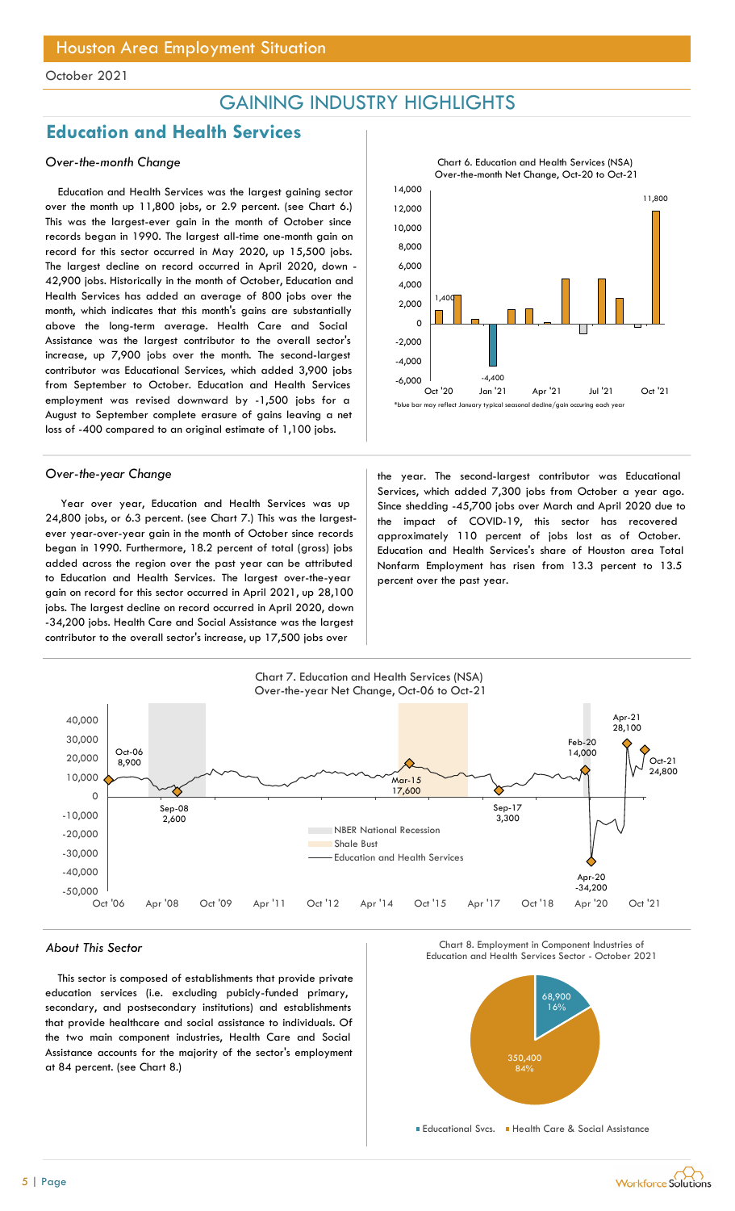# Houston Area Employment Situation

October 2021

## GAINING INDUSTRY HIGHLIGHTS

## Education and Health Services

### *Over-the-month Change*

Education and Health Services was the largest gaining sector over the month up 11,800 jobs, or 2.9 percent. (see Chart 6.) This was the largest-ever gain in the month of October since records began in 1990. The largest all-time one-month gain on record for this sector occurred in May 2020, up 15,500 jobs. The largest decline on record occurred in April 2020, down -42,900 jobs. Historically in the month of October, Education and Health Services has added an average of 800 jobs over the month, which indicates that this month's gains are substantially above the long-term average. Health Care and Social Assistance was the largest contributor to the overall sector's increase, up 7,900 jobs over the month. The second-largest contributor was Educational Services, which added 3,900 jobs from September to October. Education and Health Services employment was revised downward by -1,500 jobs for a August to September complete erasure of gains leaving a net loss of -400 compared to an original estimate of 1,100 jobs.

Chart 6. Education and Health Services (NSA) Over-the-month Net Change, Oct-20 to Oct-21

*blue bar may reflect January typical seasonal decline/gain occuring each year

### *Over-the-year Change*

Year over year, Education and Health Services was up 24,800 jobs, or 6.3 percent. (see Chart 7.) This was the largest-ever year-over-year gain in the month of October since records began in 1990. Furthermore, 18.2 percent of total (gross) jobs added across the region over the past year can be attributed to Education and Health Services. The largest over-the-year gain on record for this sector occurred in April 2021, up 28,100 jobs. The largest decline on record occurred in April 2020, down -34,200 jobs. Health Care and Social Assistance was the largest contributor to the overall sector's increase, up 17,500 jobs over the year. The second-largest contributor was Educational Services, which added 7,300 jobs from October a year ago. Since shedding -45,700 jobs over March and April 2020 due to the impact of COVID-19, this sector has recovered approximately 110 percent of jobs lost as of October. Education and Health Services's share of Houston area Total Nonfarm Employment has risen from 13.3 percent to 13.5 percent over the past year.

Chart 7. Education and Health Services (NSA) Over-the-year Net Change, Oct-06 to Oct-21

### *About This Sector*

This sector is composed of establishments that provide private education services (i.e. excluding pubicly-funded primary, secondary, and postsecondary institutions) and establishments that provide healthcare and social assistance to individuals. Of the two main component industries, Health Care and Social Assistance accounts for the majority of the sector's employment at 84 percent. (see Chart 8.)

Chart 8. Employment in Component Industries of Education and Health Services Sector - October 2021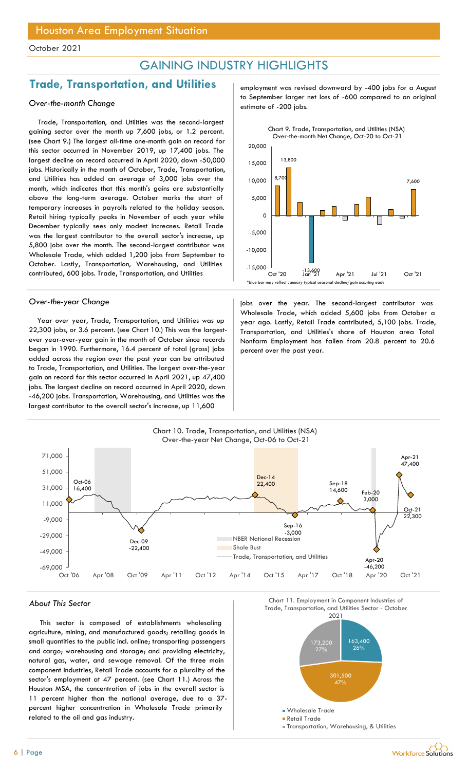October 2021

## GAINING INDUSTRY HIGHLIGHTS

## Trade, Transportation, and Utilities

### *Over-the-month Change*

Trade, Transportation, and Utilities was the second-largest gaining sector over the month up 7,600 jobs, or 1.2 percent. (see Chart 9.) The largest all-time one-month gain on record for this sector occurred in November 2019, up 17,400 jobs. The largest decline on record occurred in April 2020, down -50,000 jobs. Historically in the month of October, Trade, Transportation, and Utilities has added an average of 3,000 jobs over the month, which indicates that this month's gains are substantially above the long-term average. October marks the start of temporary increases in payrolls related to the holiday season. Retail hiring typically peaks in November of each year while December typically sees only modest increases. Retail Trade was the largest contributor to the overall sector's increase, up 5,800 jobs over the month. The second-largest contributor was Wholesale Trade, which added 1,200 jobs from September to October. Lastly, Transportation, Warehousing, and Utilities contributed, 600 jobs. Trade, Transportation, and Utilities employment was revised downward by -400 jobs for a August to September larger net loss of -600 compared to an original estimate of -200 jobs.

Chart 9. Trade, Transportation, and Utilities (NSA) Over-the-month Net Change, Oct-20 to Oct-21

*blue bar may reflect January typical seasonal decline/gain occuring each

### *Over-the-year Change*

Year over year, Trade, Transportation, and Utilities was up 22,300 jobs, or 3.6 percent. (see Chart 10.) This was the largest-ever year-over-year gain in the month of October since records began in 1990. Furthermore, 16.4 percent of total (gross) jobs added across the region over the past year can be attributed to Trade, Transportation, and Utilities. The largest over-the-year gain on record for this sector occurred in April 2021, up 47,400 jobs. The largest decline on record occurred in April 2020, down -46,200 jobs. Transportation, Warehousing, and Utilities was the largest contributor to the overall sector's increase, up 11,600 jobs over the year. The second-largest contributor was Wholesale Trade, which added 5,600 jobs from October a year ago. Lastly, Retail Trade contributed, 5,100 jobs. Trade, Transportation, and Utilities's share of Houston area Total Nonfarm Employment has fallen from 20.8 percent to 20.6 percent over the past year.

Chart 10. Trade, Transportation, and Utilities (NSA) Over-the-year Net Change, Oct-06 to Oct-21

### *About This Sector*

This sector is composed of establishments wholesaling agriculture, mining, and manufactured goods; retailing goods in small quantities to the public incl. online; transporting passengers and cargo; warehousing and storage; and providing electricity, natural gas, water, and sewage removal. Of the three main component industries, Retail Trade accounts for a plurality of the sector's employment at 47 percent. (see Chart 11.) Across the Houston MSA, the concentration of jobs in the overall sector is 11 percent higher than the national average, due to a 37-percent higher concentration in Wholesale Trade primarily related to the oil and gas industry.

Chart 11. Employment in Component Industries of Trade, Transportation, and Utilities Sector - October 2021

| Component | Employment | Share |
|---|---|---|
| Wholesale Trade | 163,400 | 26% |
| Retail Trade | 301,500 | 47% |
| Transportation, Warehousing, & Utilities | 173,200 | 27% |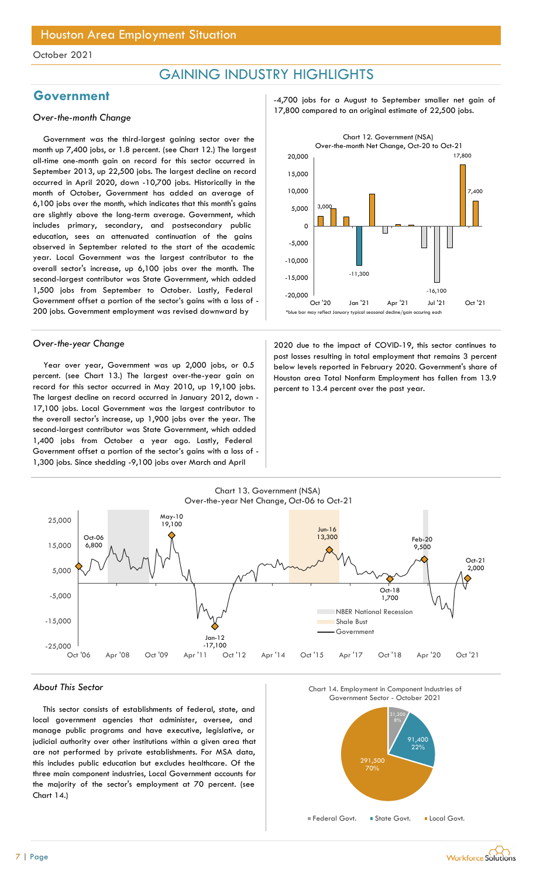# Houston Area Employment Situation

October 2021

## GAINING INDUSTRY HIGHLIGHTS

## Government

### *Over-the-month Change*

Government was the third-largest gaining sector over the month up 7,400 jobs, or 1.8 percent. (see Chart 12.) The largest all-time one-month gain on record for this sector occurred in September 2013, up 22,500 jobs. The largest decline on record occurred in April 2020, down -10,700 jobs. Historically in the month of October, Government has added an average of 6,100 jobs over the month, which indicates that this month's gains are slightly above the long-term average. Government, which includes primary, secondary, and postsecondary public education, sees an attenuated continuation of the gains observed in September related to the start of the academic year. Local Government was the largest contributor to the overall sector's increase, up 6,100 jobs over the month. The second-largest contributor was State Government, which added 1,500 jobs from September to October. Lastly, Federal Government offset a portion of the sector's gains with a loss of -200 jobs. Government employment was revised downward by -4,700 jobs for a August to September smaller net gain of 17,800 compared to an original estimate of 22,500 jobs.

Chart 12. Government (NSA) Over-the-month Net Change, Oct-20 to Oct-21

*blue bar may reflect January typical seasonal decline/gain occuring each

### *Over-the-year Change*

Year over year, Government was up 2,000 jobs, or 0.5 percent. (see Chart 13.) The largest over-the-year gain on record for this sector occurred in May 2010, up 19,100 jobs. The largest decline on record occurred in January 2012, down -17,100 jobs. Local Government was the largest contributor to the overall sector's increase, up 1,900 jobs over the year. The second-largest contributor was State Government, which added 1,400 jobs from October a year ago. Lastly, Federal Government offset a portion of the sector's gains with a loss of -1,300 jobs. Since shedding -9,100 jobs over March and April 2020 due to the impact of COVID-19, this sector continues to post losses resulting in total employment that remains 3 percent below levels reported in February 2020. Government's share of Houston area Total Nonfarm Employment has fallen from 13.9 percent to 13.4 percent over the past year.

Chart 13. Government (NSA) Over-the-year Net Change, Oct-06 to Oct-21

### *About This Sector*

This sector consists of establishments of federal, state, and local government agencies that administer, oversee, and manage public programs and have executive, legislative, or judicial authority over other institutions within a given area that are not performed by private establishments. For MSA data, this includes public education but excludes healthcare. Of the three main component industries, Local Government accounts for the majority of the sector's employment at 70 percent. (see Chart 14.)

Chart 14. Employment in Component Industries of Government Sector - October 2021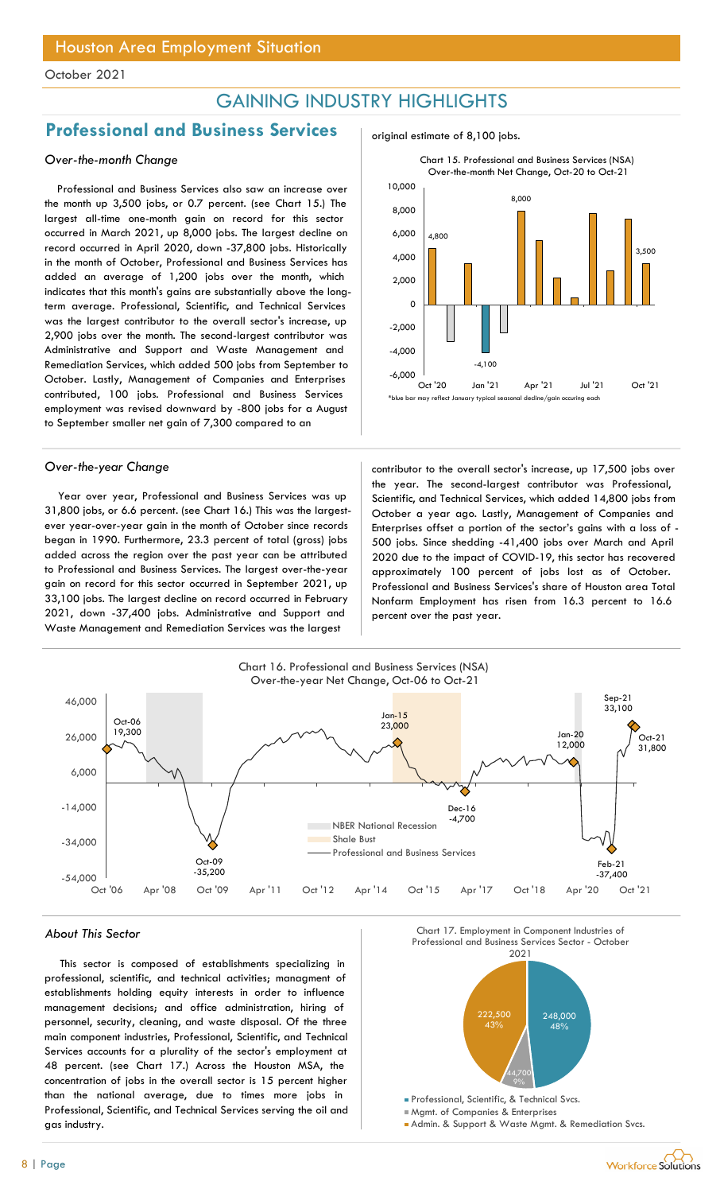# GAINING INDUSTRY HIGHLIGHTS

## Professional and Business Services

### *Over-the-month Change*

Professional and Business Services also saw an increase over the month up 3,500 jobs, or 0.7 percent. (see Chart 15.) The largest all-time one-month gain on record for this sector occurred in March 2021, up 8,000 jobs. The largest decline on record occurred in April 2020, down -37,800 jobs. Historically in the month of October, Professional and Business Services has added an average of 1,200 jobs over the month, which indicates that this month's gains are substantially above the long-term average. Professional, Scientific, and Technical Services was the largest contributor to the overall sector's increase, up 2,900 jobs over the month. The second-largest contributor was Administrative and Support and Waste Management and Remediation Services, which added 500 jobs from September to October. Lastly, Management of Companies and Enterprises contributed, 100 jobs. Professional and Business Services employment was revised downward by -800 jobs for a August to September smaller net gain of 7,300 compared to an original estimate of 8,100 jobs.

Chart 15. Professional and Business Services (NSA) Over-the-month Net Change, Oct-20 to Oct-21

*blue bar may reflect January typical seasonal decline/gain occuring each

### *Over-the-year Change*

Year over year, Professional and Business Services was up 31,800 jobs, or 6.6 percent. (see Chart 16.) This was the largest-ever year-over-year gain in the month of October since records began in 1990. Furthermore, 23.3 percent of total (gross) jobs added across the region over the past year can be attributed to Professional and Business Services. The largest over-the-year gain on record for this sector occurred in September 2021, up 33,100 jobs. The largest decline on record occurred in February 2021, down -37,400 jobs. Administrative and Support and Waste Management and Remediation Services was the largest contributor to the overall sector's increase, up 17,500 jobs over the year. The second-largest contributor was Professional, Scientific, and Technical Services, which added 14,800 jobs from October a year ago. Lastly, Management of Companies and Enterprises offset a portion of the sector's gains with a loss of -500 jobs. Since shedding -41,400 jobs over March and April 2020 due to the impact of COVID-19, this sector has recovered approximately 100 percent of jobs lost as of October. Professional and Business Services's share of Houston area Total Nonfarm Employment has risen from 16.3 percent to 16.6 percent over the past year.

Chart 16. Professional and Business Services (NSA) Over-the-year Net Change, Oct-06 to Oct-21

### *About This Sector*

This sector is composed of establishments specializing in professional, scientific, and technical activities; managment of establishments holding equity interests in order to influence management decisions; and office administration, hiring of personnel, security, cleaning, and waste disposal. Of the three main component industries, Professional, Scientific, and Technical Services accounts for a plurality of the sector's employment at 48 percent. (see Chart 17.) Across the Houston MSA, the concentration of jobs in the overall sector is 15 percent higher than the national average, due to times more jobs in Professional, Scientific, and Technical Services serving the oil and gas industry.

Chart 17. Employment in Component Industries of Professional and Business Services Sector - October 2021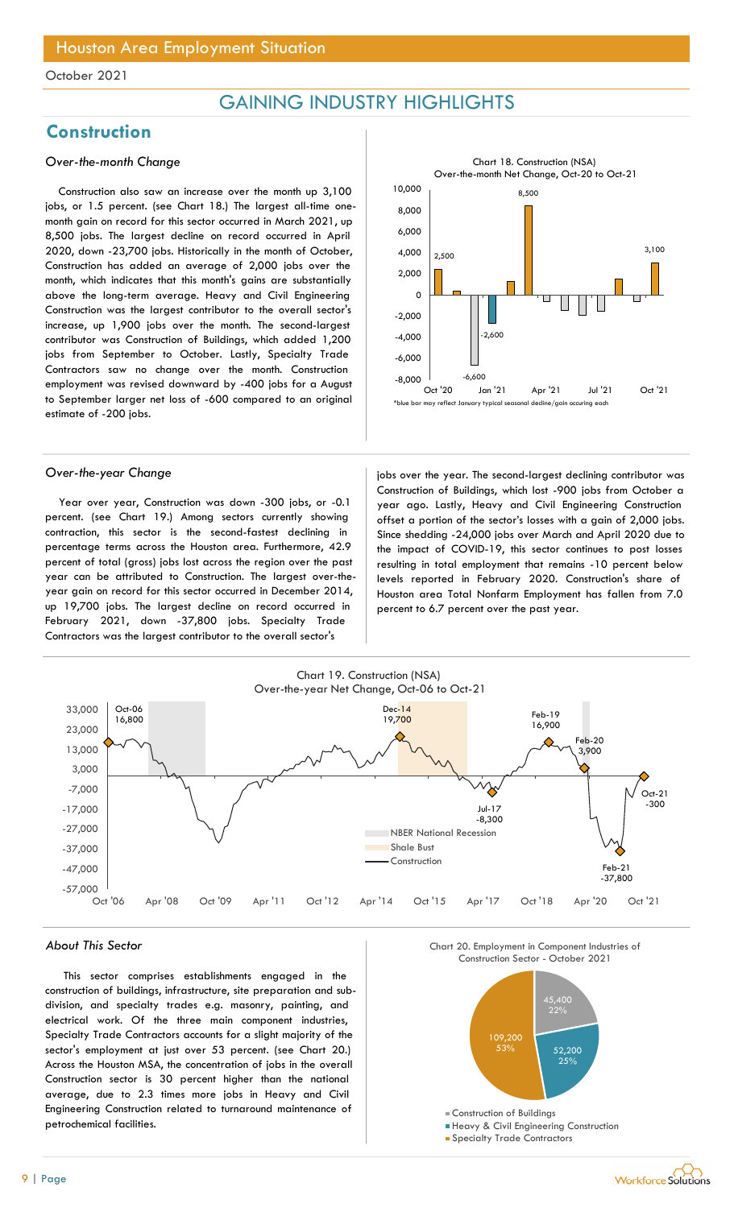# Houston Area Employment Situation

October 2021

## GAINING INDUSTRY HIGHLIGHTS

## Construction

### *Over-the-month Change*

Construction also saw an increase over the month up 3,100 jobs, or 1.5 percent. (see Chart 18.) The largest all-time one-month gain on record for this sector occurred in March 2021, up 8,500 jobs. The largest decline on record occurred in April 2020, down -23,700 jobs. Historically in the month of October, Construction has added an average of 2,000 jobs over the month, which indicates that this month's gains are substantially above the long-term average. Heavy and Civil Engineering Construction was the largest contributor to the overall sector's increase, up 1,900 jobs over the month. The second-largest contributor was Construction of Buildings, which added 1,200 jobs from September to October. Lastly, Specialty Trade Contractors saw no change over the month. Construction employment was revised downward by -400 jobs for a August to September larger net loss of -600 compared to an original estimate of -200 jobs.

Chart 18. Construction (NSA)
Over-the-month Net Change, Oct-20 to Oct-21

*blue bar may reflect January typical seasonal decline/gain occuring each

### *Over-the-year Change*

Year over year, Construction was down -300 jobs, or -0.1 percent. (see Chart 19.) Among sectors currently showing contraction, this sector is the second-fastest declining in percentage terms across the Houston area. Furthermore, 42.9 percent of total (gross) jobs lost across the region over the past year can be attributed to Construction. The largest over-the-year gain on record for this sector occurred in December 2014, up 19,700 jobs. The largest decline on record occurred in February 2021, down -37,800 jobs. Specialty Trade Contractors was the largest contributor to the overall sector's jobs over the year. The second-largest declining contributor was Construction of Buildings, which lost -900 jobs from October a year ago. Lastly, Heavy and Civil Engineering Construction offset a portion of the sector's losses with a gain of 2,000 jobs. Since shedding -24,000 jobs over March and April 2020 due to the impact of COVID-19, this sector continues to post losses resulting in total employment that remains -10 percent below levels reported in February 2020. Construction's share of Houston area Total Nonfarm Employment has fallen from 7.0 percent to 6.7 percent over the past year.

Chart 19. Construction (NSA)
Over-the-year Net Change, Oct-06 to Oct-21

### *About This Sector*

This sector comprises establishments engaged in the construction of buildings, infrastructure, site preparation and sub-division, and specialty trades e.g. masonry, painting, and electrical work. Of the three main component industries, Specialty Trade Contractors accounts for a slight majority of the sector's employment at just over 53 percent. (see Chart 20.) Across the Houston MSA, the concentration of jobs in the overall Construction sector is 30 percent higher than the national average, due to 2.3 times more jobs in Heavy and Civil Engineering Construction related to turnaround maintenance of petrochemical facilities.

Chart 20. Employment in Component Industries of Construction Sector - October 2021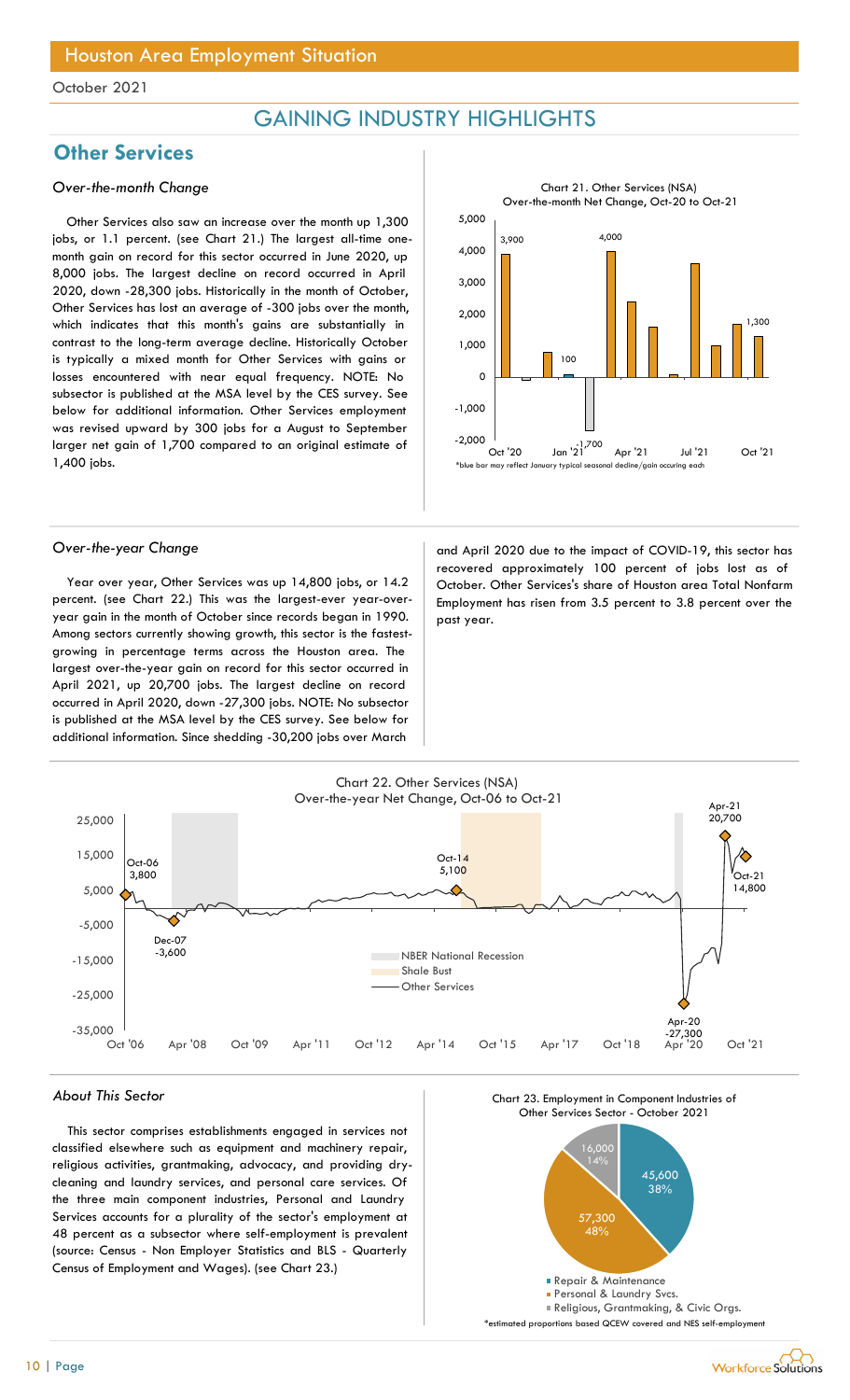Houston Area Employment Situation

October 2021

# GAINING INDUSTRY HIGHLIGHTS

## Other Services

### *Over-the-month Change*

Other Services also saw an increase over the month up 1,300 jobs, or 1.1 percent. (see Chart 21.) The largest all-time one-month gain on record for this sector occurred in June 2020, up 8,000 jobs. The largest decline on record occurred in April 2020, down -28,300 jobs. Historically in the month of October, Other Services has lost an average of -300 jobs over the month, which indicates that this month's gains are substantially in contrast to the long-term average decline. Historically October is typically a mixed month for Other Services with gains or losses encountered with near equal frequency. NOTE: No subsector is published at the MSA level by the CES survey. See below for additional information. Other Services employment was revised upward by 300 jobs for a August to September larger net gain of 1,700 compared to an original estimate of 1,400 jobs.

Chart 21. Other Services (NSA) Over-the-month Net Change, Oct-20 to Oct-21

*blue bar may reflect January typical seasonal decline/gain occuring each

### *Over-the-year Change*

Year over year, Other Services was up 14,800 jobs, or 14.2 percent. (see Chart 22.) This was the largest-ever year-over-year gain in the month of October since records began in 1990. Among sectors currently showing growth, this sector is the fastest-growing in percentage terms across the Houston area. The largest over-the-year gain on record for this sector occurred in April 2021, up 20,700 jobs. The largest decline on record occurred in April 2020, down -27,300 jobs. NOTE: No subsector is published at the MSA level by the CES survey. See below for additional information. Since shedding -30,200 jobs over March and April 2020 due to the impact of COVID-19, this sector has recovered approximately 100 percent of jobs lost as of October. Other Services's share of Houston area Total Nonfarm Employment has risen from 3.5 percent to 3.8 percent over the past year.

Chart 22. Other Services (NSA) Over-the-year Net Change, Oct-06 to Oct-21

### *About This Sector*

This sector comprises establishments engaged in services not classified elsewhere such as equipment and machinery repair, religious activities, grantmaking, advocacy, and providing dry-cleaning and laundry services, and personal care services. Of the three main component industries, Personal and Laundry Services accounts for a plurality of the sector's employment at 48 percent as a subsector where self-employment is prevalent (source: Census - Non Employer Statistics and BLS - Quarterly Census of Employment and Wages). (see Chart 23.)

Chart 23. Employment in Component Industries of Other Services Sector - October 2021

*estimated proportions based QCEW covered and NES self-employment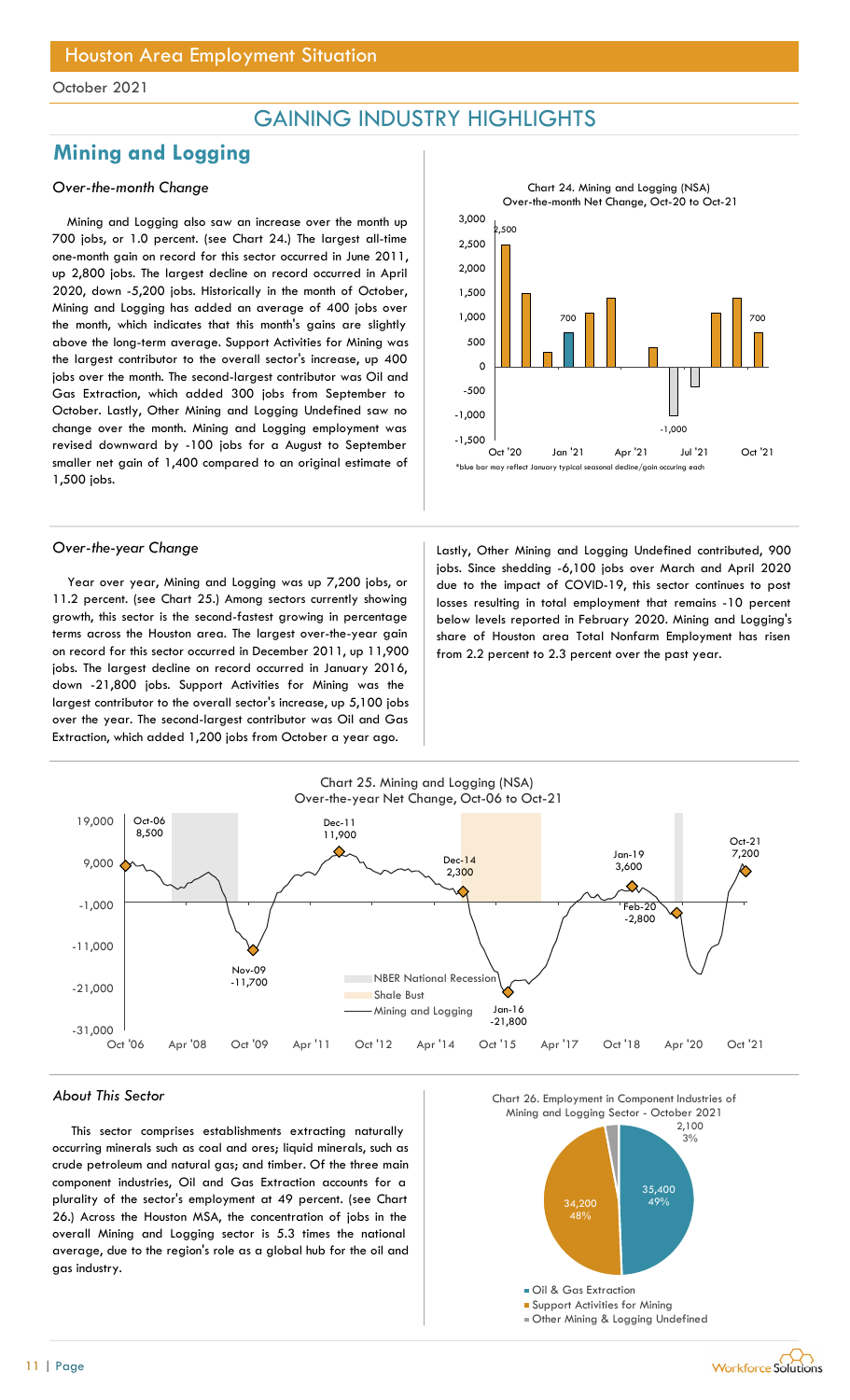# Houston Area Employment Situation

October 2021

## GAINING INDUSTRY HIGHLIGHTS

## Mining and Logging

### *Over-the-month Change*

Mining and Logging also saw an increase over the month up 700 jobs, or 1.0 percent. (see Chart 24.) The largest all-time one-month gain on record for this sector occurred in June 2011, up 2,800 jobs. The largest decline on record occurred in April 2020, down -5,200 jobs. Historically in the month of October, Mining and Logging has added an average of 400 jobs over the month, which indicates that this month's gains are slightly above the long-term average. Support Activities for Mining was the largest contributor to the overall sector's increase, up 400 jobs over the month. The second-largest contributor was Oil and Gas Extraction, which added 300 jobs from September to October. Lastly, Other Mining and Logging Undefined saw no change over the month. Mining and Logging employment was revised downward by -100 jobs for a August to September smaller net gain of 1,400 compared to an original estimate of 1,500 jobs.

Chart 24. Mining and Logging (NSA) Over-the-month Net Change, Oct-20 to Oct-21

*blue bar may reflect January typical seasonal decline/gain occuring each

### *Over-the-year Change*

Year over year, Mining and Logging was up 7,200 jobs, or 11.2 percent. (see Chart 25.) Among sectors currently showing growth, this sector is the second-fastest growing in percentage terms across the Houston area. The largest over-the-year gain on record for this sector occurred in December 2011, up 11,900 jobs. The largest decline on record occurred in January 2016, down -21,800 jobs. Support Activities for Mining was the largest contributor to the overall sector's increase, up 5,100 jobs over the year. The second-largest contributor was Oil and Gas Extraction, which added 1,200 jobs from October a year ago. Lastly, Other Mining and Logging Undefined contributed, 900 jobs. Since shedding -6,100 jobs over March and April 2020 due to the impact of COVID-19, this sector continues to post losses resulting in total employment that remains -10 percent below levels reported in February 2020. Mining and Logging's share of Houston area Total Nonfarm Employment has risen from 2.2 percent to 2.3 percent over the past year.

Chart 25. Mining and Logging (NSA) Over-the-year Net Change, Oct-06 to Oct-21

### *About This Sector*

This sector comprises establishments extracting naturally occurring minerals such as coal and ores; liquid minerals, such as crude petroleum and natural gas; and timber. Of the three main component industries, Oil and Gas Extraction accounts for a plurality of the sector's employment at 49 percent. (see Chart 26.) Across the Houston MSA, the concentration of jobs in the overall Mining and Logging sector is 5.3 times the national average, due to the region's role as a global hub for the oil and gas industry.

Chart 26. Employment in Component Industries of Mining and Logging Sector - October 2021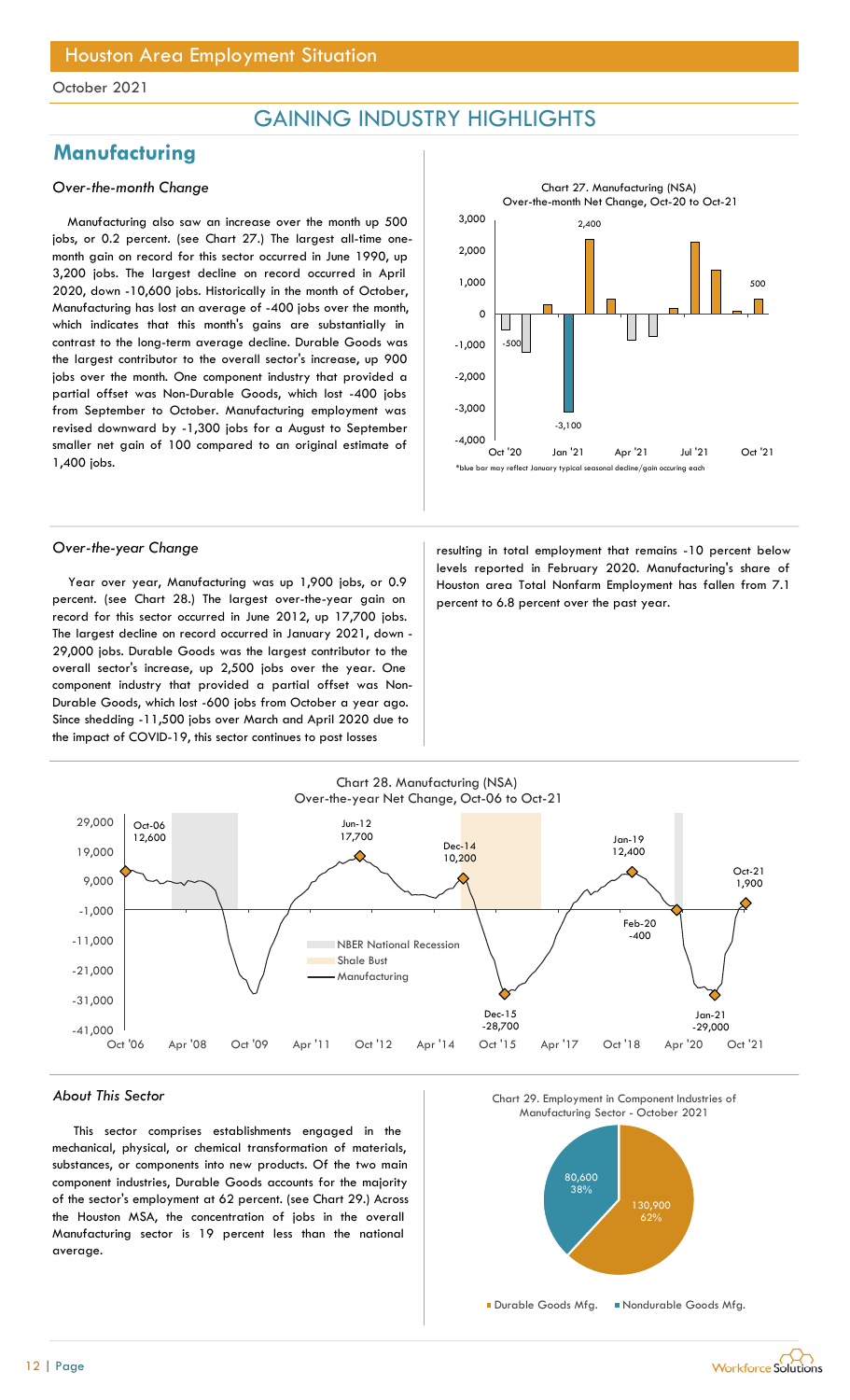# Houston Area Employment Situation

October 2021

## GAINING INDUSTRY HIGHLIGHTS

## Manufacturing

### *Over-the-month Change*

Manufacturing also saw an increase over the month up 500 jobs, or 0.2 percent. (see Chart 27.) The largest all-time one-month gain on record for this sector occurred in June 1990, up 3,200 jobs. The largest decline on record occurred in April 2020, down -10,600 jobs. Historically in the month of October, Manufacturing has lost an average of -400 jobs over the month, which indicates that this month's gains are substantially in contrast to the long-term average decline. Durable Goods was the largest contributor to the overall sector's increase, up 900 jobs over the month. One component industry that provided a partial offset was Non-Durable Goods, which lost -400 jobs from September to October. Manufacturing employment was revised downward by -1,300 jobs for a August to September smaller net gain of 100 compared to an original estimate of 1,400 jobs.

Chart 27. Manufacturing (NSA) Over-the-month Net Change, Oct-20 to Oct-21

*blue bar may reflect January typical seasonal decline/gain occuring each

### *Over-the-year Change*

Year over year, Manufacturing was up 1,900 jobs, or 0.9 percent. (see Chart 28.) The largest over-the-year gain on record for this sector occurred in June 2012, up 17,700 jobs. The largest decline on record occurred in January 2021, down -29,000 jobs. Durable Goods was the largest contributor to the overall sector's increase, up 2,500 jobs over the year. One component industry that provided a partial offset was Non-Durable Goods, which lost -600 jobs from October a year ago. Since shedding -11,500 jobs over March and April 2020 due to the impact of COVID-19, this sector continues to post losses resulting in total employment that remains -10 percent below levels reported in February 2020. Manufacturing's share of Houston area Total Nonfarm Employment has fallen from 7.1 percent to 6.8 percent over the past year.

Chart 28. Manufacturing (NSA) Over-the-year Net Change, Oct-06 to Oct-21

### *About This Sector*

This sector comprises establishments engaged in the mechanical, physical, or chemical transformation of materials, substances, or components into new products. Of the two main component industries, Durable Goods accounts for the majority of the sector's employment at 62 percent. (see Chart 29.) Across the Houston MSA, the concentration of jobs in the overall Manufacturing sector is 19 percent less than the national average.

Chart 29. Employment in Component Industries of Manufacturing Sector - October 2021

| Component | Employment | Share |
|---|---|---|
| Durable Goods Mfg. | 130,900 | 62% |
| Nondurable Goods Mfg. | 80,600 | 38% |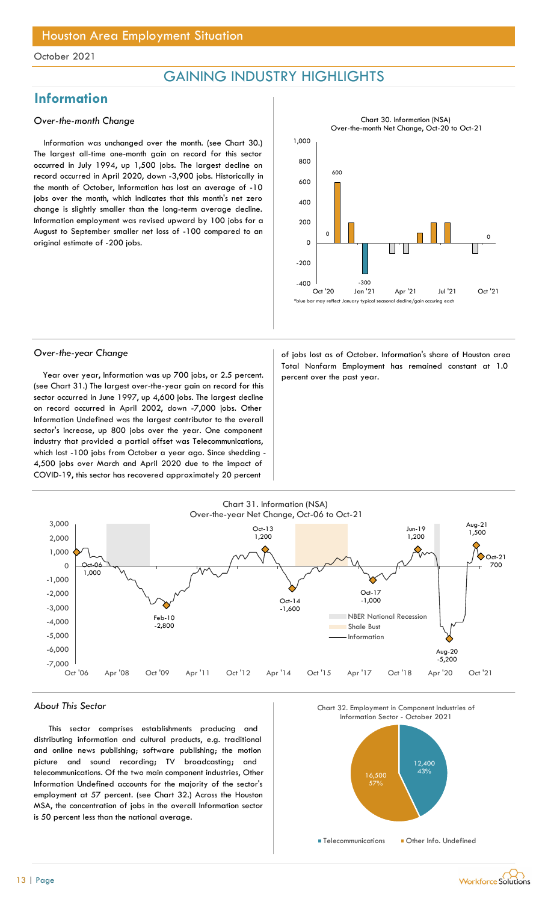Houston Area Employment Situation

October 2021

# GAINING INDUSTRY HIGHLIGHTS

## Information

### *Over-the-month Change*

Information was unchanged over the month. (see Chart 30.) The largest all-time one-month gain on record for this sector occurred in July 1994, up 1,500 jobs. The largest decline on record occurred in April 2020, down -3,900 jobs. Historically in the month of October, Information has lost an average of -10 jobs over the month, which indicates that this month's net zero change is slightly smaller than the long-term average decline. Information employment was revised upward by 100 jobs for a August to September smaller net loss of -100 compared to an original estimate of -200 jobs.

Chart 30. Information (NSA)
Over-the-month Net Change, Oct-20 to Oct-21

*blue bar may reflect January typical seasonal decline/gain occuring each

### *Over-the-year Change*

Year over year, Information was up 700 jobs, or 2.5 percent. (see Chart 31.) The largest over-the-year gain on record for this sector occurred in June 1997, up 4,600 jobs. The largest decline on record occurred in April 2002, down -7,000 jobs. Other Information Undefined was the largest contributor to the overall sector's increase, up 800 jobs over the year. One component industry that provided a partial offset was Telecommunications, which lost -100 jobs from October a year ago. Since shedding -4,500 jobs over March and April 2020 due to the impact of COVID-19, this sector has recovered approximately 20 percent of jobs lost as of October. Information's share of Houston area Total Nonfarm Employment has remained constant at 1.0 percent over the past year.

Chart 31. Information (NSA)
Over-the-year Net Change, Oct-06 to Oct-21

### *About This Sector*

This sector comprises establishments producing and distributing information and cultural products, e.g. traditional and online news publishing; software publishing; the motion picture and sound recording; TV broadcasting; and telecommunications. Of the two main component industries, Other Information Undefined accounts for the majority of the sector's employment at 57 percent. (see Chart 32.) Across the Houston MSA, the concentration of jobs in the overall Information sector is 50 percent less than the national average.

Chart 32. Employment in Component Industries of Information Sector - October 2021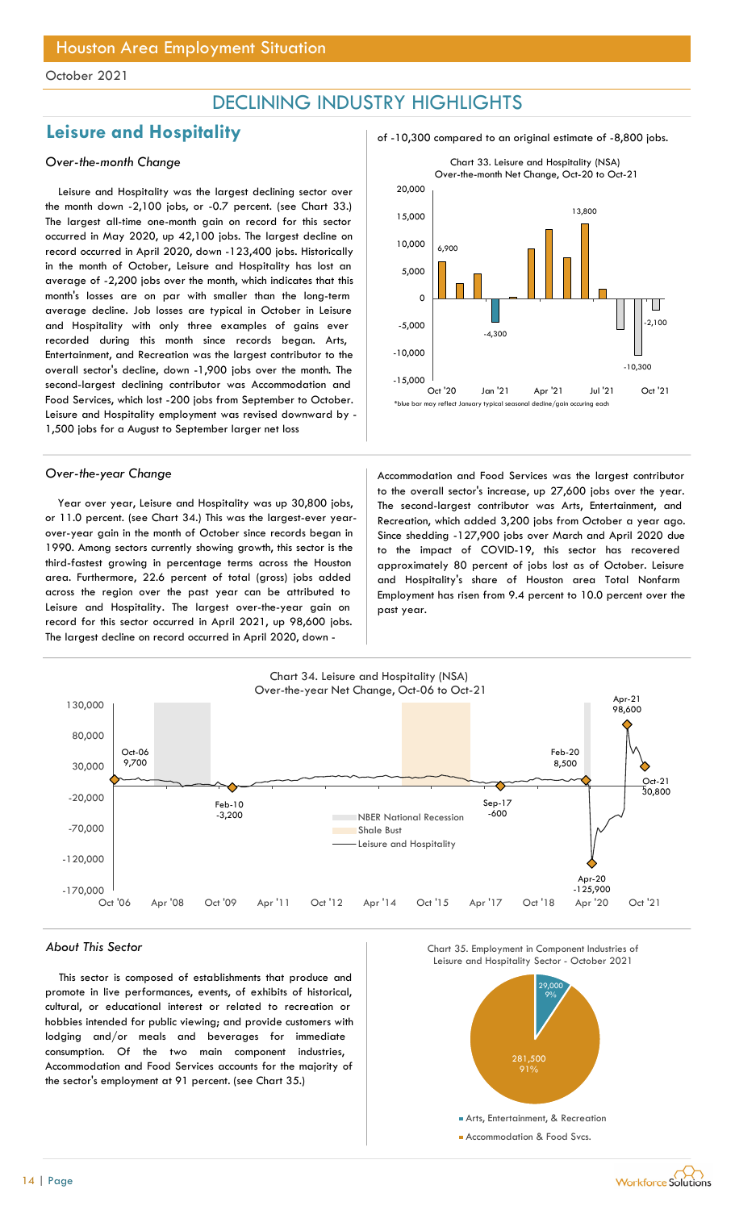## Houston Area Employment Situation

October 2021

# DECLINING INDUSTRY HIGHLIGHTS

## Leisure and Hospitality

### *Over-the-month Change*

Leisure and Hospitality was the largest declining sector over the month down -2,100 jobs, or -0.7 percent. (see Chart 33.) The largest all-time one-month gain on record for this sector occurred in May 2020, up 42,100 jobs. The largest decline on record occurred in April 2020, down -123,400 jobs. Historically in the month of October, Leisure and Hospitality has lost an average of -2,200 jobs over the month, which indicates that this month's losses are on par with smaller than the long-term average decline. Job losses are typical in October in Leisure and Hospitality with only three examples of gains ever recorded during this month since records began. Arts, Entertainment, and Recreation was the largest contributor to the overall sector's decline, down -1,900 jobs over the month. The second-largest declining contributor was Accommodation and Food Services, which lost -200 jobs from September to October. Leisure and Hospitality employment was revised downward by -1,500 jobs for a August to September larger net loss of -10,300 compared to an original estimate of -8,800 jobs.

Chart 33. Leisure and Hospitality (NSA) Over-the-month Net Change, Oct-20 to Oct-21

*blue bar may reflect January typical seasonal decline/gain occuring each

### *Over-the-year Change*

Year over year, Leisure and Hospitality was up 30,800 jobs, or 11.0 percent. (see Chart 34.) This was the largest-ever year-over-year gain in the month of October since records began in 1990. Among sectors currently showing growth, this sector is the third-fastest growing in percentage terms across the Houston area. Furthermore, 22.6 percent of total (gross) jobs added across the region over the past year can be attributed to Leisure and Hospitality. The largest over-the-year gain on record for this sector occurred in April 2021, up 98,600 jobs. The largest decline on record occurred in April 2020, down -

Accommodation and Food Services was the largest contributor to the overall sector's increase, up 27,600 jobs over the year. The second-largest contributor was Arts, Entertainment, and Recreation, which added 3,200 jobs from October a year ago. Since shedding -127,900 jobs over March and April 2020 due to the impact of COVID-19, this sector has recovered approximately 80 percent of jobs lost as of October. Leisure and Hospitality's share of Houston area Total Nonfarm Employment has risen from 9.4 percent to 10.0 percent over the past year.

Chart 34. Leisure and Hospitality (NSA) Over-the-year Net Change, Oct-06 to Oct-21

### *About This Sector*

This sector is composed of establishments that produce and promote in live performances, events, of exhibits of historical, cultural, or educational interest or related to recreation or hobbies intended for public viewing; and provide customers with lodging and/or meals and beverages for immediate consumption. Of the two main component industries, Accommodation and Food Services accounts for the majority of the sector's employment at 91 percent. (see Chart 35.)

Chart 35. Employment in Component Industries of Leisure and Hospitality Sector - October 2021

- Arts, Entertainment, & Recreation: 29,000 (9%)
- Accommodation & Food Svcs.: 281,500 (91%)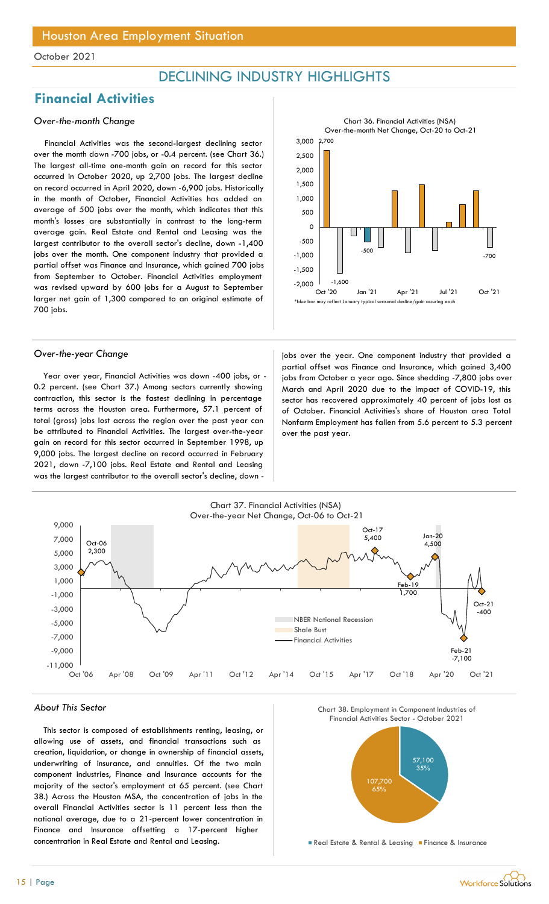## Houston Area Employment Situation

October 2021

# DECLINING INDUSTRY HIGHLIGHTS

## Financial Activities

### *Over-the-month Change*

Financial Activities was the second-largest declining sector over the month down -700 jobs, or -0.4 percent. (see Chart 36.) The largest all-time one-month gain on record for this sector occurred in October 2020, up 2,700 jobs. The largest decline on record occurred in April 2020, down -6,900 jobs. Historically in the month of October, Financial Activities has added an average of 500 jobs over the month, which indicates that this month's losses are substantially in contrast to the long-term average gain. Real Estate and Rental and Leasing was the largest contributor to the overall sector's decline, down -1,400 jobs over the month. One component industry that provided a partial offset was Finance and Insurance, which gained 700 jobs from September to October. Financial Activities employment was revised upward by 600 jobs for a August to September larger net gain of 1,300 compared to an original estimate of 700 jobs.

Chart 36. Financial Activities (NSA)
Over-the-month Net Change, Oct-20 to Oct-21

*blue bar may reflect January typical seasonal decline/gain occuring each

### *Over-the-year Change*

Year over year, Financial Activities was down -400 jobs, or -0.2 percent. (see Chart 37.) Among sectors currently showing contraction, this sector is the fastest declining in percentage terms across the Houston area. Furthermore, 57.1 percent of total (gross) jobs lost across the region over the past year can be attributed to Financial Activities. The largest over-the-year gain on record for this sector occurred in September 1998, up 9,000 jobs. The largest decline on record occurred in February 2021, down -7,100 jobs. Real Estate and Rental and Leasing was the largest contributor to the overall sector's decline, down - jobs over the year. One component industry that provided a partial offset was Finance and Insurance, which gained 3,400 jobs from October a year ago. Since shedding -7,800 jobs over March and April 2020 due to the impact of COVID-19, this sector has recovered approximately 40 percent of jobs lost as of October. Financial Activities's share of Houston area Total Nonfarm Employment has fallen from 5.6 percent to 5.3 percent over the past year.

Chart 37. Financial Activities (NSA)
Over-the-year Net Change, Oct-06 to Oct-21

### *About This Sector*

This sector is composed of establishments renting, leasing, or allowing use of assets, and financial transactions such as creation, liquidation, or change in ownership of financial assets, underwriting of insurance, and annuities. Of the two main component industries, Finance and Insurance accounts for the majority of the sector's employment at 65 percent. (see Chart 38.) Across the Houston MSA, the concentration of jobs in the overall Financial Activities sector is 11 percent less than the national average, due to a 21-percent lower concentration in Finance and Insurance offsetting a 17-percent higher concentration in Real Estate and Rental and Leasing.

Chart 38. Employment in Component Industries of Financial Activities Sector - October 2021

| Component Industry | Employment | Share |
| --- | --- | --- |
| Real Estate & Rental & Leasing | 57,100 | 35% |
| Finance & Insurance | 107,700 | 65% |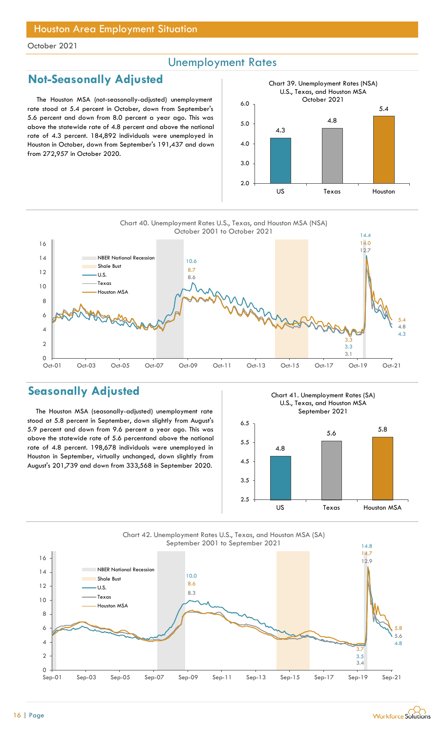# Houston Area Employment Situation

October 2021

## Unemployment Rates

### Not-Seasonally Adjusted

The Houston MSA (not-seasonally-adjusted) unemployment rate stood at 5.4 percent in October, down from September's 5.6 percent and down from 8.0 percent a year ago. This was above the statewide rate of 4.8 percent and above the national rate of 4.3 percent. 184,892 individuals were unemployed in Houston in October, down from September's 191,437 and down from 272,957 in October 2020.

Chart 39. Unemployment Rates (NSA) U.S., Texas, and Houston MSA October 2021

| | US | Texas | Houston |
|---|---|---|---|
| Unemployment Rate | 4.3 | 4.8 | 5.4 |

Chart 40. Unemployment Rates U.S., Texas, and Houston MSA (NSA) October 2001 to October 2021

### Seasonally Adjusted

The Houston MSA (seasonally-adjusted) unemployment rate stood at 5.8 percent in September, down slightly from August's 5.9 percent and down from 9.6 percent a year ago. This was above the statewide rate of 5.6 percent and above the national rate of 4.8 percent. 198,678 individuals were unemployed in Houston in September, virtually unchanged, down slightly from August's 201,739 and down from 333,568 in September 2020.

Chart 41. Unemployment Rates (SA) U.S., Texas, and Houston MSA September 2021

| | US | Texas | Houston MSA |
|---|---|---|---|
| Unemployment Rate | 4.8 | 5.6 | 5.8 |

Chart 42. Unemployment Rates U.S., Texas, and Houston MSA (SA) September 2001 to September 2021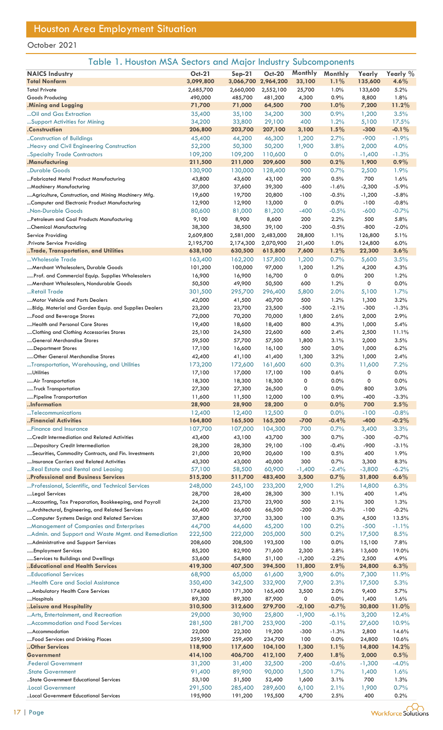# Houston Area Employment Situation

October 2021

## Table 1. Houston MSA Sectors and Major Industry Subcomponents

| NAICS Industry | Oct-21 | Sep-21 | Oct-20 | Monthly | Monthly | Yearly | Yearly % |
|---|---|---|---|---|---|---|---|
| **Total Nonfarm** | **3,099,800** | **3,066,700** | **2,964,200** | **33,100** | **1.1%** | **135,600** | **4.6%** |
| Total Private | 2,685,700 | 2,660,000 | 2,552,100 | 25,700 | 1.0% | 133,600 | 5.2% |
| Goods Producing | 490,000 | 485,700 | 481,200 | 4,300 | 0.9% | 8,800 | 1.8% |
| **.Mining and Logging** | **71,700** | **71,000** | **64,500** | **700** | **1.0%** | **7,200** | **11.2%** |
| ...Oil and Gas Extraction | 35,400 | 35,100 | 34,200 | 300 | 0.9% | 1,200 | 3.5% |
| ...Support Activities for Mining | 34,200 | 33,800 | 29,100 | 400 | 1.2% | 5,100 | 17.5% |
| **.Construction** | **206,800** | **203,700** | **207,100** | **3,100** | **1.5%** | **-300** | **-0.1%** |
| ..Construction of Buildings | 45,400 | 44,200 | 46,300 | 1,200 | 2.7% | -900 | -1.9% |
| ..Heavy and Civil Engineering Construction | 52,200 | 50,300 | 50,200 | 1,900 | 3.8% | 2,000 | 4.0% |
| ..Specialty Trade Contractors | 109,200 | 109,200 | 110,600 | 0 | 0.0% | -1,400 | -1.3% |
| **.Manufacturing** | **211,500** | **211,000** | **209,600** | **500** | **0.2%** | **1,900** | **0.9%** |
| ..Durable Goods | 130,900 | 130,000 | 128,400 | 900 | 0.7% | 2,500 | 1.9% |
| ...Fabricated Metal Product Manufacturing | 43,800 | 43,600 | 43,100 | 200 | 0.5% | 700 | 1.6% |
| ...Machinery Manufacturing | 37,000 | 37,600 | 39,300 | -600 | -1.6% | -2,300 | -5.9% |
| ....Agriculture, Construction, and Mining Machinery Mfg. | 19,600 | 19,700 | 20,800 | -100 | -0.5% | -1,200 | -5.8% |
| ...Computer and Electronic Product Manufacturing | 12,900 | 12,900 | 13,000 | 0 | 0.0% | -100 | -0.8% |
| ..Non-Durable Goods | 80,600 | 81,000 | 81,200 | -400 | -0.5% | -600 | -0.7% |
| ...Petroleum and Coal Products Manufacturing | 9,100 | 8,900 | 8,600 | 200 | 2.2% | 500 | 5.8% |
| ...Chemical Manufacturing | 38,300 | 38,500 | 39,100 | -200 | -0.5% | -800 | -2.0% |
| Service Providing | 2,609,800 | 2,581,000 | 2,483,000 | 28,800 | 1.1% | 126,800 | 5.1% |
| .Private Service Providing | 2,195,700 | 2,174,300 | 2,070,900 | 21,400 | 1.0% | 124,800 | 6.0% |
| **..Trade, Transportation, and Utilities** | **638,100** | **630,500** | **615,800** | **7,600** | **1.2%** | **22,300** | **3.6%** |
| ...Wholesale Trade | 163,400 | 162,200 | 157,800 | 1,200 | 0.7% | 5,600 | 3.5% |
| ....Merchant Wholesalers, Durable Goods | 101,200 | 100,000 | 97,000 | 1,200 | 1.2% | 4,200 | 4.3% |
| .....Prof. and Commercial Equip. Supplies Wholesalers | 16,900 | 16,900 | 16,700 | 0 | 0.0% | 200 | 1.2% |
| ....Merchant Wholesalers, Nondurable Goods | 50,500 | 49,900 | 50,500 | 600 | 1.2% | 0 | 0.0% |
| ...Retail Trade | 301,500 | 295,700 | 296,400 | 5,800 | 2.0% | 5,100 | 1.7% |
| ....Motor Vehicle and Parts Dealers | 42,000 | 41,500 | 40,700 | 500 | 1.2% | 1,300 | 3.2% |
| ....Bldg. Material and Garden Equip. and Supplies Dealers | 23,200 | 23,700 | 23,500 | -500 | -2.1% | -300 | -1.3% |
| ....Food and Beverage Stores | 72,000 | 70,200 | 70,000 | 1,800 | 2.6% | 2,000 | 2.9% |
| ....Health and Personal Care Stores | 19,400 | 18,600 | 18,400 | 800 | 4.3% | 1,000 | 5.4% |
| ....Clothing and Clothing Accessories Stores | 25,100 | 24,500 | 22,600 | 600 | 2.4% | 2,500 | 11.1% |
| ....General Merchandise Stores | 59,500 | 57,700 | 57,500 | 1,800 | 3.1% | 2,000 | 3.5% |
| .....Department Stores | 17,100 | 16,600 | 16,100 | 500 | 3.0% | 1,000 | 6.2% |
| .....Other General Merchandise Stores | 42,400 | 41,100 | 41,400 | 1,300 | 3.2% | 1,000 | 2.4% |
| ...Transportation, Warehousing, and Utilities | 173,200 | 172,600 | 161,600 | 600 | 0.3% | 11,600 | 7.2% |
| ....Utilities | 17,100 | 17,000 | 17,100 | 100 | 0.6% | 0 | 0.0% |
| .....Air Transportation | 18,300 | 18,300 | 18,300 | 0 | 0.0% | 0 | 0.0% |
| .....Truck Transportation | 27,300 | 27,300 | 26,500 | 0 | 0.0% | 800 | 3.0% |
| .....Pipeline Transportation | 11,600 | 11,500 | 12,000 | 100 | 0.9% | -400 | -3.3% |
| **..Information** | **28,900** | **28,900** | **28,200** | **0** | **0.0%** | **700** | **2.5%** |
| ...Telecommunications | 12,400 | 12,400 | 12,500 | 0 | 0.0% | -100 | -0.8% |
| **..Financial Activities** | **164,800** | **165,500** | **165,200** | **-700** | **-0.4%** | **-400** | **-0.2%** |
| ...Finance and Insurance | 107,700 | 107,000 | 104,300 | 700 | 0.7% | 3,400 | 3.3% |
| ....Credit Intermediation and Related Activities | 43,400 | 43,100 | 43,700 | 300 | 0.7% | -300 | -0.7% |
| .....Depository Credit Intermediation | 28,200 | 28,300 | 29,100 | -100 | -0.4% | -900 | -3.1% |
| ....Securities, Commodity Contracts, and Fin. Investments | 21,000 | 20,900 | 20,600 | 100 | 0.5% | 400 | 1.9% |
| ....Insurance Carriers and Related Activities | 43,300 | 43,000 | 40,000 | 300 | 0.7% | 3,300 | 8.3% |
| ...Real Estate and Rental and Leasing | 57,100 | 58,500 | 60,900 | -1,400 | -2.4% | -3,800 | -6.2% |
| **..Professional and Business Services** | **515,200** | **511,700** | **483,400** | **3,500** | **0.7%** | **31,800** | **6.6%** |
| ...Professional, Scientific, and Technical Services | 248,000 | 245,100 | 233,200 | 2,900 | 1.2% | 14,800 | 6.3% |
| ....Legal Services | 28,700 | 28,400 | 28,300 | 300 | 1.1% | 400 | 1.4% |
| ....Accounting, Tax Preparation, Bookkeeping, and Payroll | 24,200 | 23,700 | 23,900 | 500 | 2.1% | 300 | 1.3% |
| ....Architectural, Engineering, and Related Services | 66,400 | 66,600 | 66,500 | -200 | -0.3% | -100 | -0.2% |
| ....Computer Systems Design and Related Services | 37,800 | 37,700 | 33,300 | 100 | 0.3% | 4,500 | 13.5% |
| ...Management of Companies and Enterprises | 44,700 | 44,600 | 45,200 | 100 | 0.2% | -500 | -1.1% |
| ...Admin. and Support and Waste Mgmt. and Remediation | 222,500 | 222,000 | 205,000 | 500 | 0.2% | 17,500 | 8.5% |
| ....Administrative and Support Services | 208,600 | 208,500 | 193,500 | 100 | 0.0% | 15,100 | 7.8% |
| .....Employment Services | 85,200 | 82,900 | 71,600 | 2,300 | 2.8% | 13,600 | 19.0% |
| .....Services to Buildings and Dwellings | 53,600 | 54,800 | 51,100 | -1,200 | -2.2% | 2,500 | 4.9% |
| **..Educational and Health Services** | **419,300** | **407,500** | **394,500** | **11,800** | **2.9%** | **24,800** | **6.3%** |
| ...Educational Services | 68,900 | 65,000 | 61,600 | 3,900 | 6.0% | 7,300 | 11.9% |
| ...Health Care and Social Assistance | 350,400 | 342,500 | 332,900 | 7,900 | 2.3% | 17,500 | 5.3% |
| ....Ambulatory Health Care Services | 174,800 | 171,300 | 165,400 | 3,500 | 2.0% | 9,400 | 5.7% |
| ....Hospitals | 89,300 | 89,300 | 87,900 | 0 | 0.0% | 1,400 | 1.6% |
| **..Leisure and Hospitality** | **310,500** | **312,600** | **279,700** | **-2,100** | **-0.7%** | **30,800** | **11.0%** |
| ...Arts, Entertainment, and Recreation | 29,000 | 30,900 | 25,800 | -1,900 | -6.1% | 3,200 | 12.4% |
| ...Accommodation and Food Services | 281,500 | 281,700 | 253,900 | -200 | -0.1% | 27,600 | 10.9% |
| ....Accommodation | 22,000 | 22,300 | 19,200 | -300 | -1.3% | 2,800 | 14.6% |
| ....Food Services and Drinking Places | 259,500 | 259,400 | 234,700 | 100 | 0.0% | 24,800 | 10.6% |
| **..Other Services** | **118,900** | **117,600** | **104,100** | **1,300** | **1.1%** | **14,800** | **14.2%** |
| **Government** | **414,100** | **406,700** | **412,100** | **7,400** | **1.8%** | **2,000** | **0.5%** |
| .Federal Government | 31,200 | 31,400 | 32,500 | -200 | -0.6% | -1,300 | -4.0% |
| .State Government | 91,400 | 89,900 | 90,000 | 1,500 | 1.7% | 1,400 | 1.6% |
| ..State Government Educational Services | 53,100 | 51,500 | 52,400 | 1,600 | 3.1% | 700 | 1.3% |
| .Local Government | 291,500 | 285,400 | 289,600 | 6,100 | 2.1% | 1,900 | 0.7% |
| ..Local Government Educational Services | 195,900 | 191,200 | 195,500 | 4,700 | 2.5% | 400 | 0.2% |

Workforce Solutions